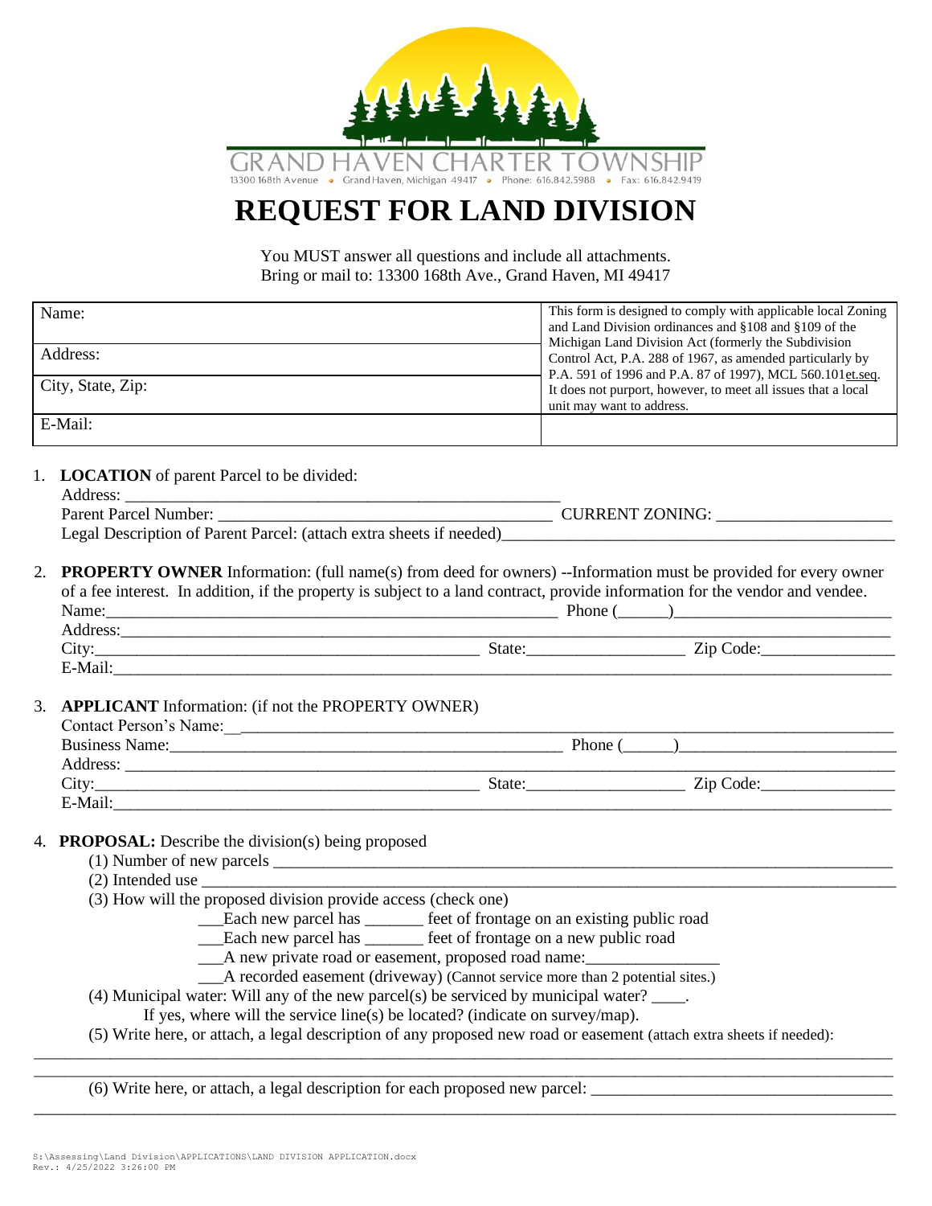GRAND HAVEN CHARTER TOWNSHIP
13300 168th Avenue • Grand Haven, Michigan 49417 • Phone: 616.842.5988 • Fax: 616.842.9419

# REQUEST FOR LAND DIVISION

You MUST answer all questions and include all attachments.
Bring or mail to: 13300 168th Ave., Grand Haven, MI 49417

| Name: | This form is designed to comply with applicable local Zoning and Land Division ordinances and §108 and §109 of the Michigan Land Division Act (formerly the Subdivision Control Act, P.A. 288 of 1967, as amended particularly by P.A. 591 of 1996 and P.A. 87 of 1997), MCL 560.101et.seq. It does not purport, however, to meet all issues that a local unit may want to address. |
|---|---|
| Address: | |
| City, State, Zip: | |
| E-Mail: | |

1. **LOCATION** of parent Parcel to be divided:
   Address: ______________________________________________
   Parent Parcel Number: ____________________________________ CURRENT ZONING: ____________________
   Legal Description of Parent Parcel: (attach extra sheets if needed)__________________________________________

2. **PROPERTY OWNER** Information: (full name(s) from deed for owners) --Information must be provided for every owner of a fee interest. In addition, if the property is subject to a land contract, provide information for the vendor and vendee.
   Name:_______________________________________________ Phone (______)_________________________
   Address:_______________________________________________________________________________________
   City:_________________________________________ State:__________________ Zip Code:_______________
   E-Mail:________________________________________________________________________________________

3. **APPLICANT** Information: (if not the PROPERTY OWNER)
   Contact Person's Name:__________________________________________________________________________
   Business Name:______________________________________________ Phone (______)_________________________
   Address: _______________________________________________________________________________________
   City:_________________________________________ State:__________________ Zip Code:_______________
   E-Mail:________________________________________________________________________________________

4. **PROPOSAL:** Describe the division(s) being proposed
   (1) Number of new parcels ______________________________________________________________________
   (2) Intended use ______________________________________________________________________________
   (3) How will the proposed division provide access (check one)
   ___Each new parcel has _______ feet of frontage on an existing public road
   ___Each new parcel has _______ feet of frontage on a new public road
   ___A new private road or easement, proposed road name:________________
   ___A recorded easement (driveway) (Cannot service more than 2 potential sites.)
   (4) Municipal water: Will any of the new parcel(s) be serviced by municipal water? ____.
   If yes, where will the service line(s) be located? (indicate on survey/map).
   (5) Write here, or attach, a legal description of any proposed new road or easement (attach extra sheets if needed):
   ______________________________________________________________________________________________
   ______________________________________________________________________________________________
   (6) Write here, or attach, a legal description for each proposed new parcel: ___________________________________
   ______________________________________________________________________________________________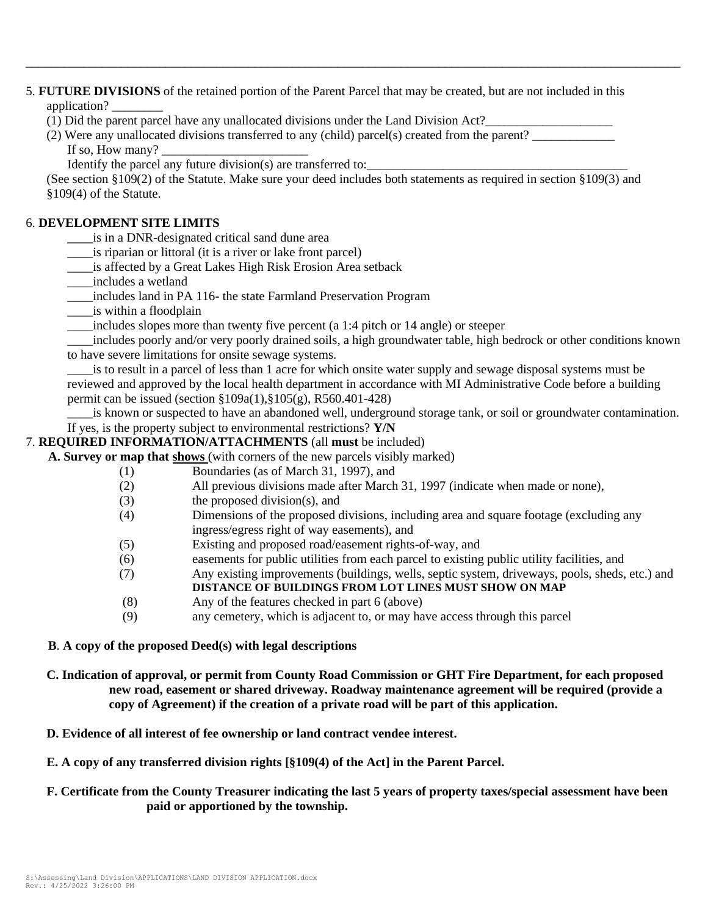5. **FUTURE DIVISIONS** of the retained portion of the Parent Parcel that may be created, but are not included in this application? ________

(1) Did the parent parcel have any unallocated divisions under the Land Division Act?____________________

(2) Were any unallocated divisions transferred to any (child) parcel(s) created from the parent? _____________

If so, How many? _______________________

Identify the parcel any future division(s) are transferred to:__________________________________________

(See section §109(2) of the Statute. Make sure your deed includes both statements as required in section §109(3) and §109(4) of the Statute.

6. **DEVELOPMENT SITE LIMITS**

____is in a DNR-designated critical sand dune area

____is riparian or littoral (it is a river or lake front parcel)

____is affected by a Great Lakes High Risk Erosion Area setback

____includes a wetland

____includes land in PA 116- the state Farmland Preservation Program

____is within a floodplain

____includes slopes more than twenty five percent (a 1:4 pitch or 14 angle) or steeper

____includes poorly and/or very poorly drained soils, a high groundwater table, high bedrock or other conditions known to have severe limitations for onsite sewage systems.

____is to result in a parcel of less than 1 acre for which onsite water supply and sewage disposal systems must be reviewed and approved by the local health department in accordance with MI Administrative Code before a building permit can be issued (section §109a(1),§105(g), R560.401-428)

____is known or suspected to have an abandoned well, underground storage tank, or soil or groundwater contamination. If yes, is the property subject to environmental restrictions? **Y/N**

7. **REQUIRED INFORMATION/ATTACHMENTS** (all **must** be included)

**A. Survey or map that <u>shows</u>** (with corners of the new parcels visibly marked)

(1) Boundaries (as of March 31, 1997), and

(2) All previous divisions made after March 31, 1997 (indicate when made or none),

(3) the proposed division(s), and

(4) Dimensions of the proposed divisions, including area and square footage (excluding any ingress/egress right of way easements), and

(5) Existing and proposed road/easement rights-of-way, and

(6) easements for public utilities from each parcel to existing public utility facilities, and

(7) Any existing improvements (buildings, wells, septic system, driveways, pools, sheds, etc.) and **DISTANCE OF BUILDINGS FROM LOT LINES MUST SHOW ON MAP**

(8) Any of the features checked in part 6 (above)

(9) any cemetery, which is adjacent to, or may have access through this parcel

**B. A copy of the proposed Deed(s) with legal descriptions**

**C. Indication of approval, or permit from County Road Commission or GHT Fire Department, for each proposed new road, easement or shared driveway. Roadway maintenance agreement will be required (provide a copy of Agreement) if the creation of a private road will be part of this application.**

**D. Evidence of all interest of fee ownership or land contract vendee interest.**

**E. A copy of any transferred division rights [§109(4) of the Act] in the Parent Parcel.**

**F. Certificate from the County Treasurer indicating the last 5 years of property taxes/special assessment have been paid or apportioned by the township.**

S:\Assessing\Land Division\APPLICATIONS\LAND DIVISION APPLICATION.docx
Rev.: 4/25/2022 3:26:00 PM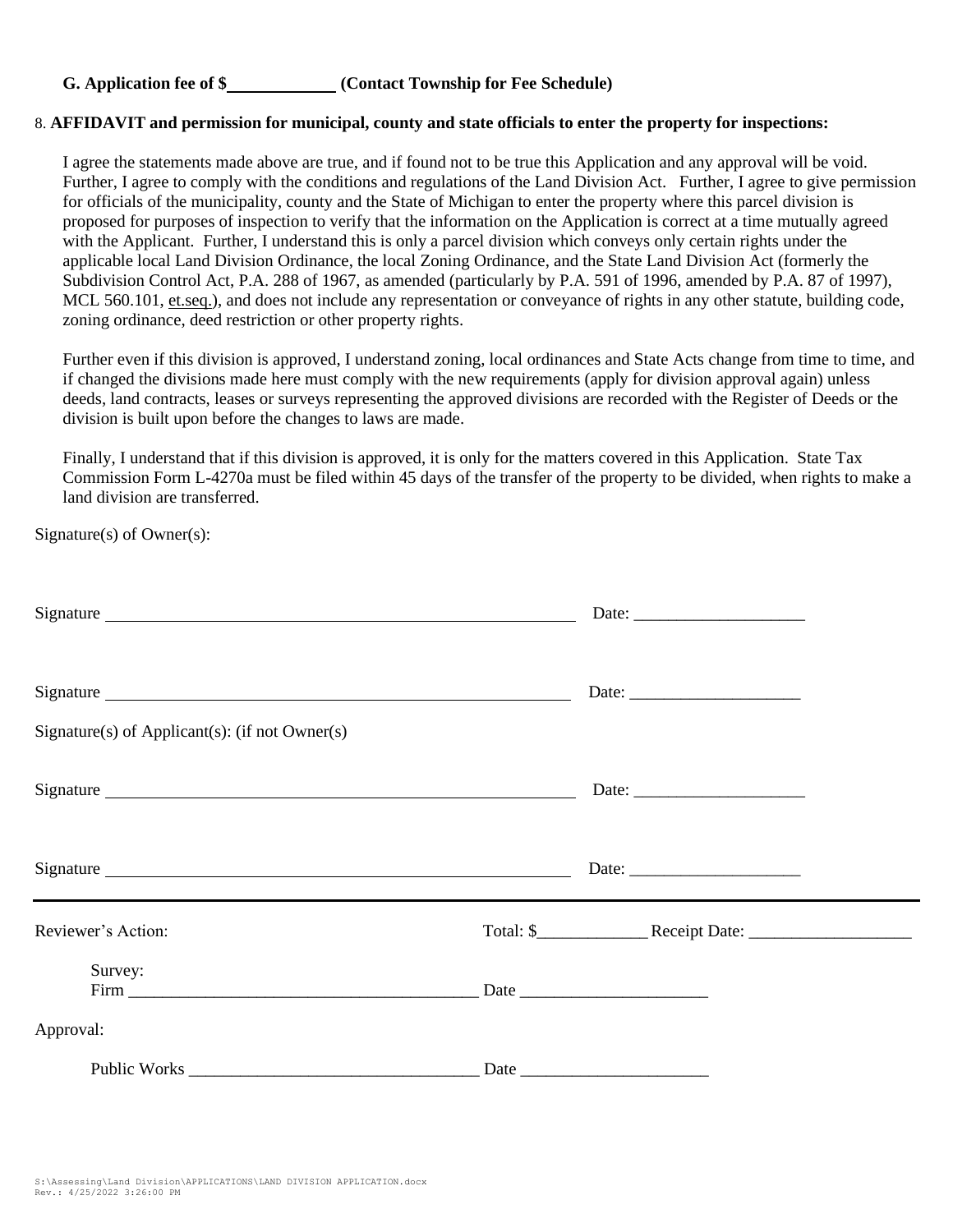**G. Application fee of $\_\_\_\_\_\_\_\_\_\_\_\_ (Contact Township for Fee Schedule)**

8. **AFFIDAVIT and permission for municipal, county and state officials to enter the property for inspections:**

I agree the statements made above are true, and if found not to be true this Application and any approval will be void. Further, I agree to comply with the conditions and regulations of the Land Division Act. Further, I agree to give permission for officials of the municipality, county and the State of Michigan to enter the property where this parcel division is proposed for purposes of inspection to verify that the information on the Application is correct at a time mutually agreed with the Applicant. Further, I understand this is only a parcel division which conveys only certain rights under the applicable local Land Division Ordinance, the local Zoning Ordinance, and the State Land Division Act (formerly the Subdivision Control Act, P.A. 288 of 1967, as amended (particularly by P.A. 591 of 1996, amended by P.A. 87 of 1997), MCL 560.101, et.seq.), and does not include any representation or conveyance of rights in any other statute, building code, zoning ordinance, deed restriction or other property rights.

Further even if this division is approved, I understand zoning, local ordinances and State Acts change from time to time, and if changed the divisions made here must comply with the new requirements (apply for division approval again) unless deeds, land contracts, leases or surveys representing the approved divisions are recorded with the Register of Deeds or the division is built upon before the changes to laws are made.

Finally, I understand that if this division is approved, it is only for the matters covered in this Application. State Tax Commission Form L-4270a must be filed within 45 days of the transfer of the property to be divided, when rights to make a land division are transferred.

Signature(s) of Owner(s):

Signature \_\_\_\_\_\_\_\_\_\_\_\_\_\_\_\_\_\_\_\_\_\_\_\_\_\_\_\_\_\_\_\_\_\_\_\_\_\_\_\_\_\_\_\_\_\_\_\_\_\_\_\_\_\_\_\_ Date: \_\_\_\_\_\_\_\_\_\_\_\_\_\_\_\_\_\_\_\_

Signature \_\_\_\_\_\_\_\_\_\_\_\_\_\_\_\_\_\_\_\_\_\_\_\_\_\_\_\_\_\_\_\_\_\_\_\_\_\_\_\_\_\_\_\_\_\_\_\_\_\_\_\_\_\_\_\_ Date: \_\_\_\_\_\_\_\_\_\_\_\_\_\_\_\_\_\_\_\_

Signature(s) of Applicant(s): (if not Owner(s)

Signature \_\_\_\_\_\_\_\_\_\_\_\_\_\_\_\_\_\_\_\_\_\_\_\_\_\_\_\_\_\_\_\_\_\_\_\_\_\_\_\_\_\_\_\_\_\_\_\_\_\_\_\_\_\_\_\_ Date: \_\_\_\_\_\_\_\_\_\_\_\_\_\_\_\_\_\_\_\_

Signature \_\_\_\_\_\_\_\_\_\_\_\_\_\_\_\_\_\_\_\_\_\_\_\_\_\_\_\_\_\_\_\_\_\_\_\_\_\_\_\_\_\_\_\_\_\_\_\_\_\_\_\_\_\_\_\_ Date: \_\_\_\_\_\_\_\_\_\_\_\_\_\_\_\_\_\_\_\_

---

Reviewer's Action: Total: $\_\_\_\_\_\_\_\_\_\_\_\_\_ Receipt Date: \_\_\_\_\_\_\_\_\_\_\_\_\_\_\_\_\_\_\_

Survey:
Firm \_\_\_\_\_\_\_\_\_\_\_\_\_\_\_\_\_\_\_\_\_\_\_\_\_\_\_\_\_\_\_\_\_\_\_\_\_\_\_\_\_\_ Date \_\_\_\_\_\_\_\_\_\_\_\_\_\_\_\_\_\_\_\_\_\_

Approval:

Public Works \_\_\_\_\_\_\_\_\_\_\_\_\_\_\_\_\_\_\_\_\_\_\_\_\_\_\_\_\_\_\_\_\_\_\_ Date \_\_\_\_\_\_\_\_\_\_\_\_\_\_\_\_\_\_\_\_\_\_

S:\Assessing\Land Division\APPLICATIONS\LAND DIVISION APPLICATION.docx
Rev.: 4/25/2022 3:26:00 PM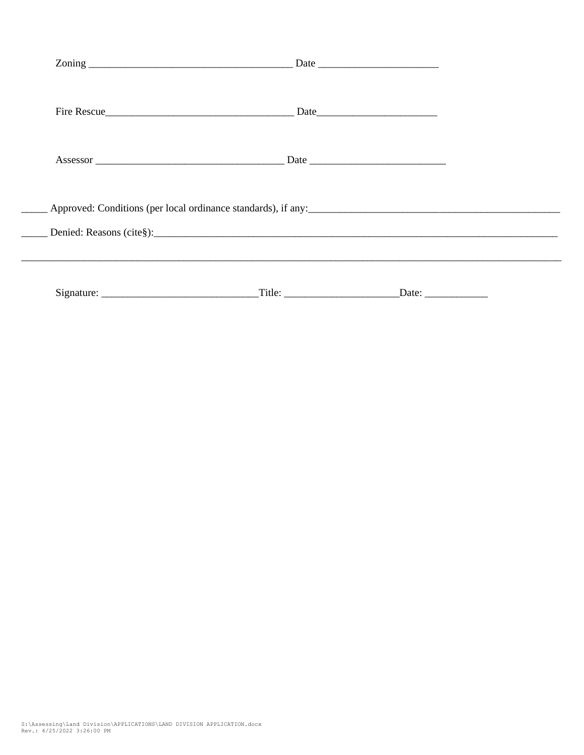Zoning _______________________________________ Date ______________________

Fire Rescue___________________________________ Date______________________

Assessor ___________________________________ Date _________________________

_____ Approved: Conditions (per local ordinance standards), if any:_______________________________________________

_____ Denied: Reasons (cite§):____________________________________________________________________________

______________________________________________________________________________________________________

Signature: _____________________________Title: _____________________Date: ___________

S:\Assessing\Land Division\APPLICATIONS\LAND DIVISION APPLICATION.docx
Rev.: 4/25/2022 3:26:00 PM